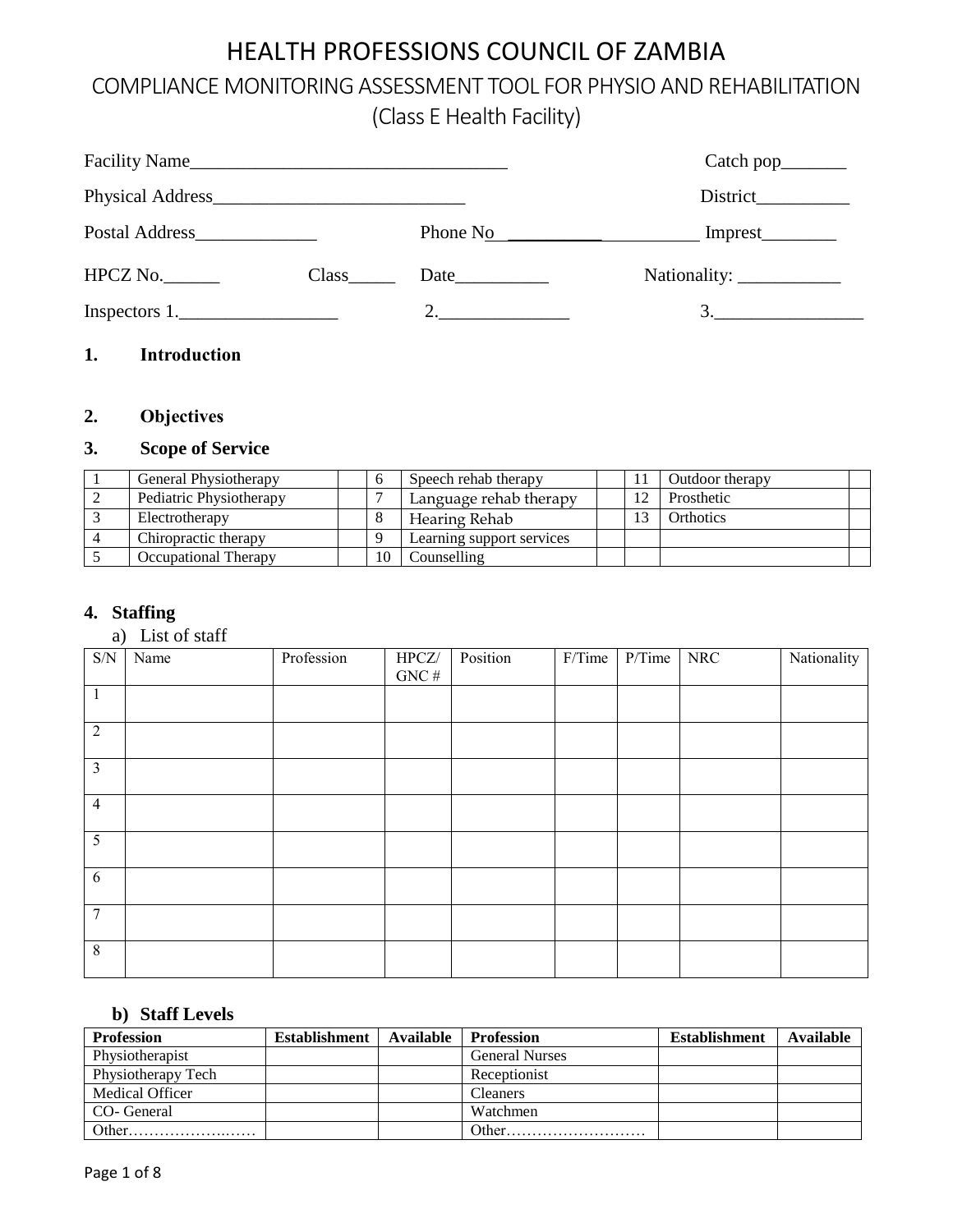# HEALTH PROFESSIONS COUNCIL OF ZAMBIA

## COMPLIANCE MONITORING ASSESSMENT TOOL FOR PHYSIO AND REHABILITATION (Class E Health Facility)

Facility Name_________________________________ Catch pop_______

Physical Address___________________________ District__________

Postal Address_____________ Phone No______________________ Imprest________

HPCZ No.______ Class_____ Date__________ Nationality: ___________

Inspectors 1._________________ 2.______________ 3.________________

**1. Introduction**

**2. Objectives**

**3. Scope of Service**

| | | | | | | | | |
|---|---|---|---|---|---|---|---|---|
| 1 | General Physiotherapy | | 6 | Speech rehab therapy | | 11 | Outdoor therapy | |
| 2 | Pediatric Physiotherapy | | 7 | Language rehab therapy | | 12 | Prosthetic | |
| 3 | Electrotherapy | | 8 | Hearing Rehab | | 13 | Orthotics | |
| 4 | Chiropractic therapy | | 9 | Learning support services | | | | |
| 5 | Occupational Therapy | | 10 | Counselling | | | | |

**4. Staffing**

a) List of staff

| S/N | Name | Profession | HPCZ/ GNC # | Position | F/Time | P/Time | NRC | Nationality |
|---|---|---|---|---|---|---|---|---|
| 1 | | | | | | | | |
| 2 | | | | | | | | |
| 3 | | | | | | | | |
| 4 | | | | | | | | |
| 5 | | | | | | | | |
| 6 | | | | | | | | |
| 7 | | | | | | | | |
| 8 | | | | | | | | |

**b) Staff Levels**

| Profession | Establishment | Available | Profession | Establishment | Available |
|---|---|---|---|---|---|
| Physiotherapist | | | General Nurses | | |
| Physiotherapy Tech | | | Receptionist | | |
| Medical Officer | | | Cleaners | | |
| CO- General | | | Watchmen | | |
| Other…………………..…… | | | Other……………………… | | |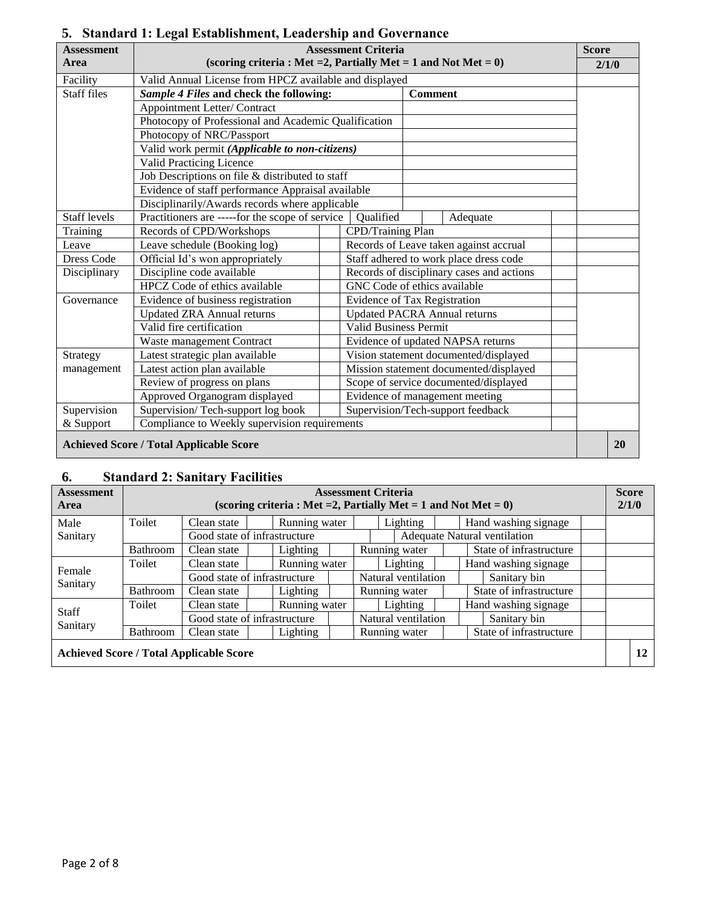## 5. Standard 1: Legal Establishment, Leadership and Governance

| Assessment Area | Assessment Criteria (scoring criteria : Met =2, Partially Met = 1 and Not Met = 0) | | | | Score 2/1/0 | |
|---|---|---|---|---|---|---|
| Facility | Valid Annual License from HPCZ available and displayed | | | | | |
| Staff files | ***Sample 4 Files*** **and check the following:** | | **Comment** | | | |
| | Appointment Letter/ Contract | | | | | |
| | Photocopy of Professional and Academic Qualification | | | | | |
| | Photocopy of NRC/Passport | | | | | |
| | Valid work permit ***(Applicable to non-citizens)*** | | | | | |
| | Valid Practicing Licence | | | | | |
| | Job Descriptions on file & distributed to staff | | | | | |
| | Evidence of staff performance Appraisal available | | | | | |
| | Disciplinarily/Awards records where applicable | | | | | |
| Staff levels | Practitioners are -----for the scope of service | Qualified | | Adequate | | |
| Training | Records of CPD/Workshops | | CPD/Training Plan | | | |
| Leave | Leave schedule (Booking log) | | Records of Leave taken against accrual | | | |
| Dress Code | Official Id's won appropriately | | Staff adhered to work place dress code | | | |
| Disciplinary | Discipline code available | | Records of disciplinary cases and actions | | | |
| | HPCZ Code of ethics available | | GNC Code of ethics available | | | |
| Governance | Evidence of business registration | | Evidence of Tax Registration | | | |
| | Updated ZRA Annual returns | | Updated PACRA Annual returns | | | |
| | Valid fire certification | | Valid Business Permit | | | |
| | Waste management Contract | | Evidence of updated NAPSA returns | | | |
| Strategy management | Latest strategic plan available | | Vision statement documented/displayed | | | |
| | Latest action plan available | | Mission statement documented/displayed | | | |
| | Review of progress on plans | | Scope of service documented/displayed | | | |
| | Approved Organogram displayed | | Evidence of management meeting | | | |
| Supervision & Support | Supervision/ Tech-support log book | | Supervision/Tech-support feedback | | | |
| | Compliance to Weekly supervision requirements | | | | | |
| **Achieved Score / Total Applicable Score** | | | | | | **20** |

## 6. Standard 2: Sanitary Facilities

| Assessment Area | Assessment Criteria (scoring criteria : Met =2, Partially Met = 1 and Not Met = 0) | | | | | | | | | | Score 2/1/0 | |
|---|---|---|---|---|---|---|---|---|---|---|---|---|
| Male Sanitary | Toilet | Clean state | | Running water | | Lighting | | Hand washing signage | | | | |
| | | Good state of infrastructure | | | | Adequate Natural ventilation | | | | | | |
| | Bathroom | Clean state | | Lighting | | Running water | | State of infrastructure | | | | |
| Female Sanitary | Toilet | Clean state | | Running water | | Lighting | | Hand washing signage | | | | |
| | | Good state of infrastructure | | | | Natural ventilation | | Sanitary bin | | | | |
| | Bathroom | Clean state | | Lighting | | Running water | | State of infrastructure | | | | |
| Staff Sanitary | Toilet | Clean state | | Running water | | Lighting | | Hand washing signage | | | | |
| | | Good state of infrastructure | | | | Natural ventilation | | Sanitary bin | | | | |
| | Bathroom | Clean state | | Lighting | | Running water | | State of infrastructure | | | | |
| **Achieved Score / Total Applicable Score** | | | | | | | | | | | | **12** |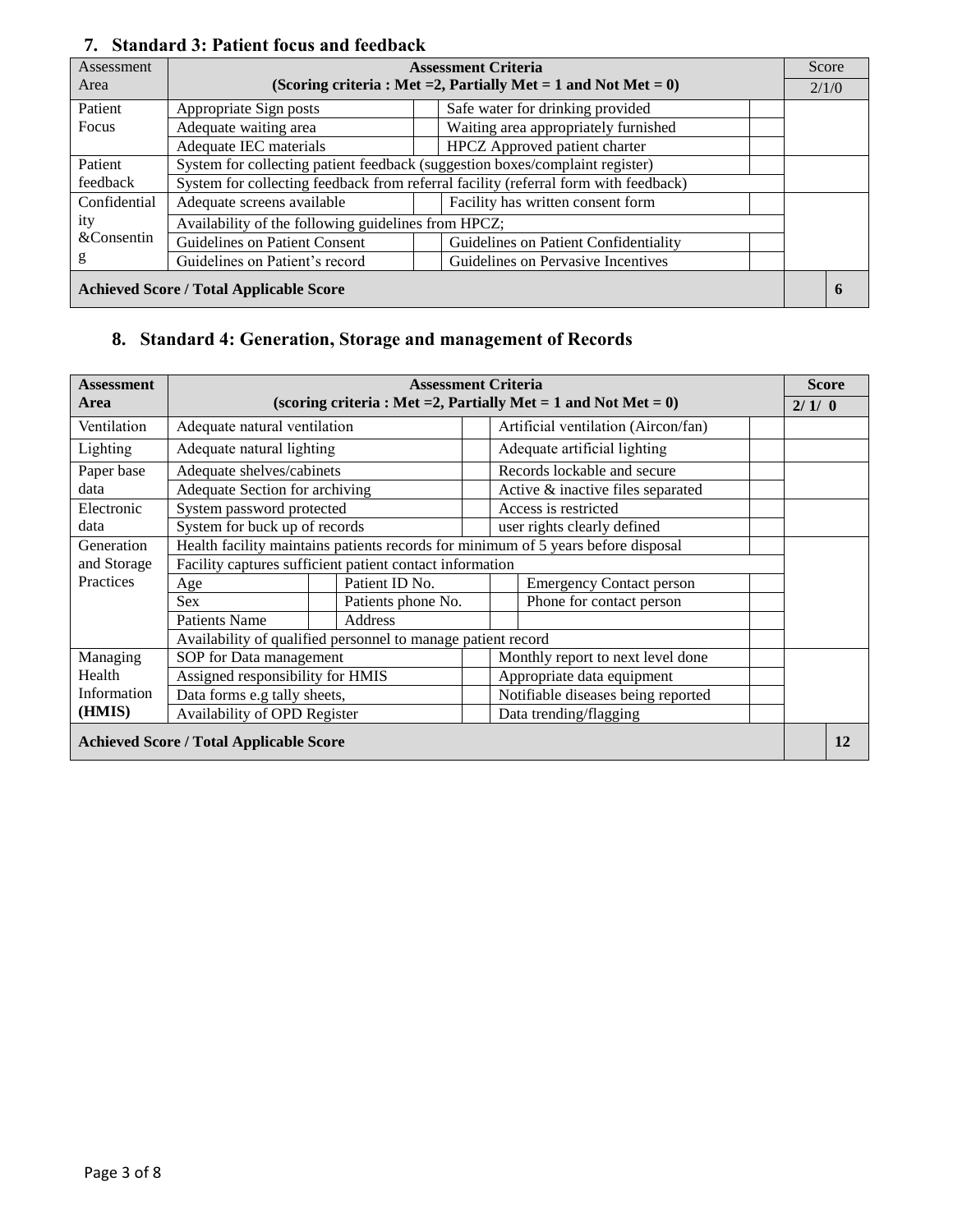## 7. Standard 3: Patient focus and feedback

| Assessment Area | Assessment Criteria (Scoring criteria : Met =2, Partially Met = 1 and Not Met = 0) | | | | Score 2/1/0 | |
|---|---|---|---|---|---|---|
| Patient Focus | Appropriate Sign posts | | Safe water for drinking provided | | | |
| | Adequate waiting area | | Waiting area appropriately furnished | | | |
| | Adequate IEC materials | | HPCZ Approved patient charter | | | |
| Patient feedback | System for collecting patient feedback (suggestion boxes/complaint register) | | | | | |
| | System for collecting feedback from referral facility (referral form with feedback) | | | | | |
| Confidentiality &Consenting | Adequate screens available | | Facility has written consent form | | | |
| | Availability of the following guidelines from HPCZ; | | | | | |
| | Guidelines on Patient Consent | | Guidelines on Patient Confidentiality | | | |
| | Guidelines on Patient's record | | Guidelines on Pervasive Incentives | | | |
| **Achieved Score / Total Applicable Score** | | | | | | **6** |

## 8. Standard 4: Generation, Storage and management of Records

| Assessment Area | Assessment Criteria (scoring criteria : Met =2, Partially Met = 1 and Not Met = 0) | | | | | | | | Score 2/ 1/ 0 | |
|---|---|---|---|---|---|---|---|---|---|---|
| Ventilation | Adequate natural ventilation | | | | Artificial ventilation (Aircon/fan) | | | | | |
| Lighting | Adequate natural lighting | | | | Adequate artificial lighting | | | | | |
| Paper base data | Adequate shelves/cabinets | | | | Records lockable and secure | | | | | |
| | Adequate Section for archiving | | | | Active & inactive files separated | | | | | |
| Electronic data | System password protected | | | | Access is restricted | | | | | |
| | System for buck up of records | | | | user rights clearly defined | | | | | |
| Generation and Storage Practices | Health facility maintains patients records for minimum of 5 years before disposal | | | | | | | | | |
| | Facility captures sufficient patient contact information | | | | | | | | | |
| | Age | | Patient ID No. | | | | Emergency Contact person | | | |
| | Sex | | Patients phone No. | | | | Phone for contact person | | | |
| | Patients Name | | Address | | | | | | | |
| | Availability of qualified personnel to manage patient record | | | | | | | | | |
| Managing Health Information **(HMIS)** | SOP for Data management | | | | Monthly report to next level done | | | | | |
| | Assigned responsibility for HMIS | | | | Appropriate data equipment | | | | | |
| | Data forms e.g tally sheets, | | | | Notifiable diseases being reported | | | | | |
| | Availability of OPD Register | | | | Data trending/flagging | | | | | |
| **Achieved Score / Total Applicable Score** | | | | | | | | | | **12** |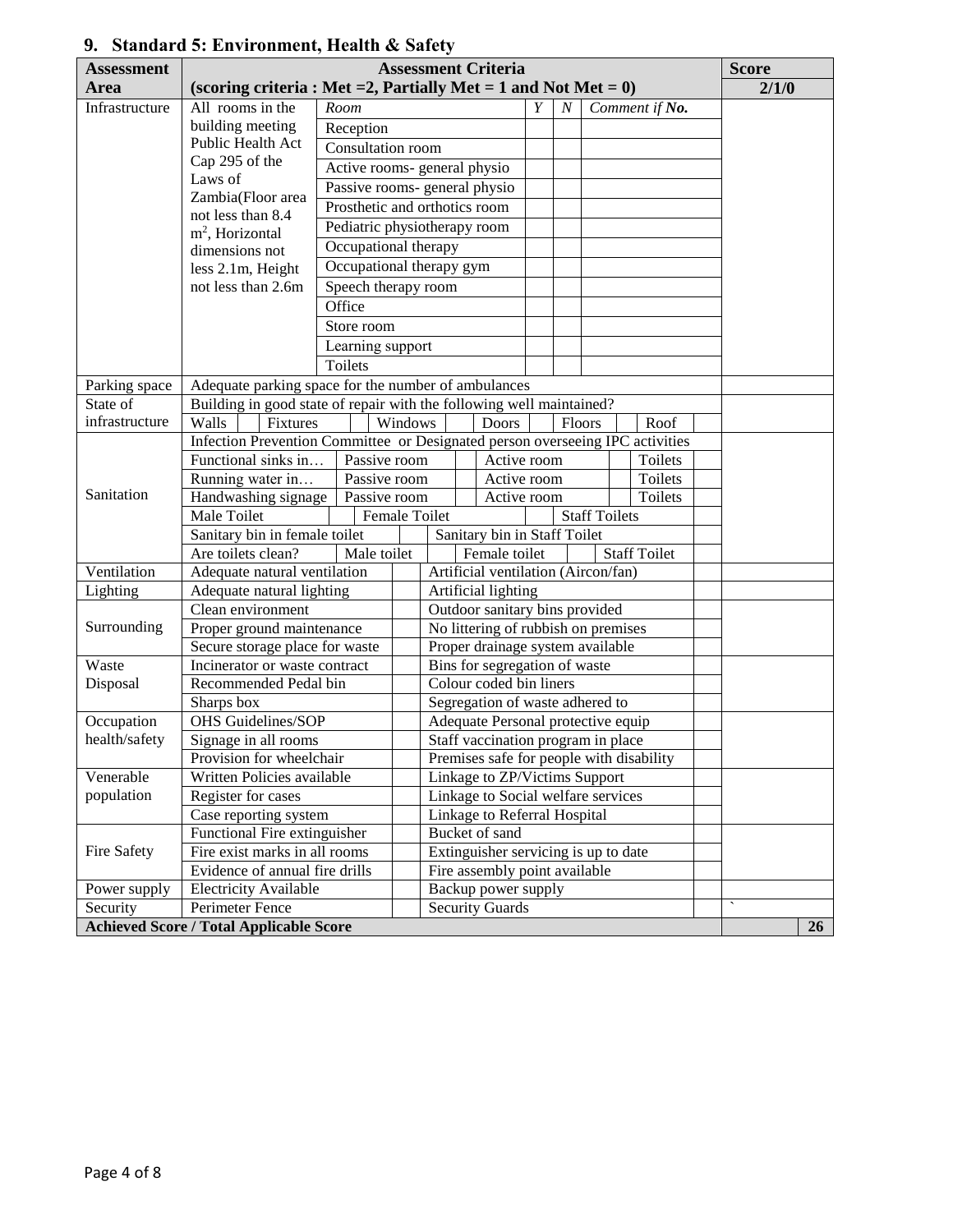## 9. Standard 5: Environment, Health & Safety

| Assessment Area | Assessment Criteria (scoring criteria : Met =2, Partially Met = 1 and Not Met = 0) | | | | | | | | | | | | Score 2/1/0 | |
|---|---|---|---|---|---|---|---|---|---|---|---|---|---|---|
| Infrastructure | All rooms in the building meeting Public Health Act Cap 295 of the Laws of Zambia(Floor area not less than 8.4 $m^2$, Horizontal dimensions not less 2.1m, Height not less than 2.6m | *Room* | | | | | | *Y* | *N* | *Comment if **No.*** | | | | |
| | | Reception | | | | | | | | | | | | |
| | | Consultation room | | | | | | | | | | | | |
| | | Active rooms- general physio | | | | | | | | | | | | |
| | | Passive rooms- general physio | | | | | | | | | | | | |
| | | Prosthetic and orthotics room | | | | | | | | | | | | |
| | | Pediatric physiotherapy room | | | | | | | | | | | | |
| | | Occupational therapy | | | | | | | | | | | | |
| | | Occupational therapy gym | | | | | | | | | | | | |
| | | Speech therapy room | | | | | | | | | | | | |
| | | Office | | | | | | | | | | | | |
| | | Store room | | | | | | | | | | | | |
| | | Learning support | | | | | | | | | | | | |
| | | Toilets | | | | | | | | | | | | |
| Parking space | Adequate parking space for the number of ambulances | | | | | | | | | | | | | |
| State of infrastructure | Building in good state of repair with the following well maintained? | | | | | | | | | | | | | |
| | Walls | | Fixtures | | Windows | | Doors | | Floors | | Roof | | | |
| Sanitation | Infection Prevention Committee or Designated person overseeing IPC activities | | | | | | | | | | | | | |
| | Functional sinks in… | Passive room | | Active room | | Toilets | | | | | | | | |
| | Running water in… | Passive room | | Active room | | Toilets | | | | | | | | |
| | Handwashing signage | Passive room | | Active room | | Toilets | | | | | | | | |
| | Male Toilet | | Female Toilet | | Staff Toilets | | | | | | | | | |
| | Sanitary bin in female toilet | | Sanitary bin in Staff Toilet | | | | | | | | | | | |
| | Are toilets clean? | Male toilet | | Female toilet | | Staff Toilet | | | | | | | | |
| Ventilation | Adequate natural ventilation | | Artificial ventilation (Aircon/fan) | | | | | | | | | | | |
| Lighting | Adequate natural lighting | | Artificial lighting | | | | | | | | | | | |
| Surrounding | Clean environment | | Outdoor sanitary bins provided | | | | | | | | | | | |
| | Proper ground maintenance | | No littering of rubbish on premises | | | | | | | | | | | |
| | Secure storage place for waste | | Proper drainage system available | | | | | | | | | | | |
| Waste Disposal | Incinerator or waste contract | | Bins for segregation of waste | | | | | | | | | | | |
| | Recommended Pedal bin | | Colour coded bin liners | | | | | | | | | | | |
| | Sharps box | | Segregation of waste adhered to | | | | | | | | | | | |
| Occupation health/safety | OHS Guidelines/SOP | | Adequate Personal protective equip | | | | | | | | | | | |
| | Signage in all rooms | | Staff vaccination program in place | | | | | | | | | | | |
| | Provision for wheelchair | | Premises safe for people with disability | | | | | | | | | | | |
| Venerable population | Written Policies available | | Linkage to ZP/Victims Support | | | | | | | | | | | |
| | Register for cases | | Linkage to Social welfare services | | | | | | | | | | | |
| | Case reporting system | | Linkage to Referral Hospital | | | | | | | | | | | |
| Fire Safety | Functional Fire extinguisher | | Bucket of sand | | | | | | | | | | | |
| | Fire exist marks in all rooms | | Extinguisher servicing is up to date | | | | | | | | | | | |
| | Evidence of annual fire drills | | Fire assembly point available | | | | | | | | | | | |
| Power supply | Electricity Available | | Backup power supply | | | | | | | | | | | |
| Security | Perimeter Fence | | Security Guards | | | | | | | | | | ` | |
| **Achieved Score / Total Applicable Score** | | | | | | | | | | | | | | **26** |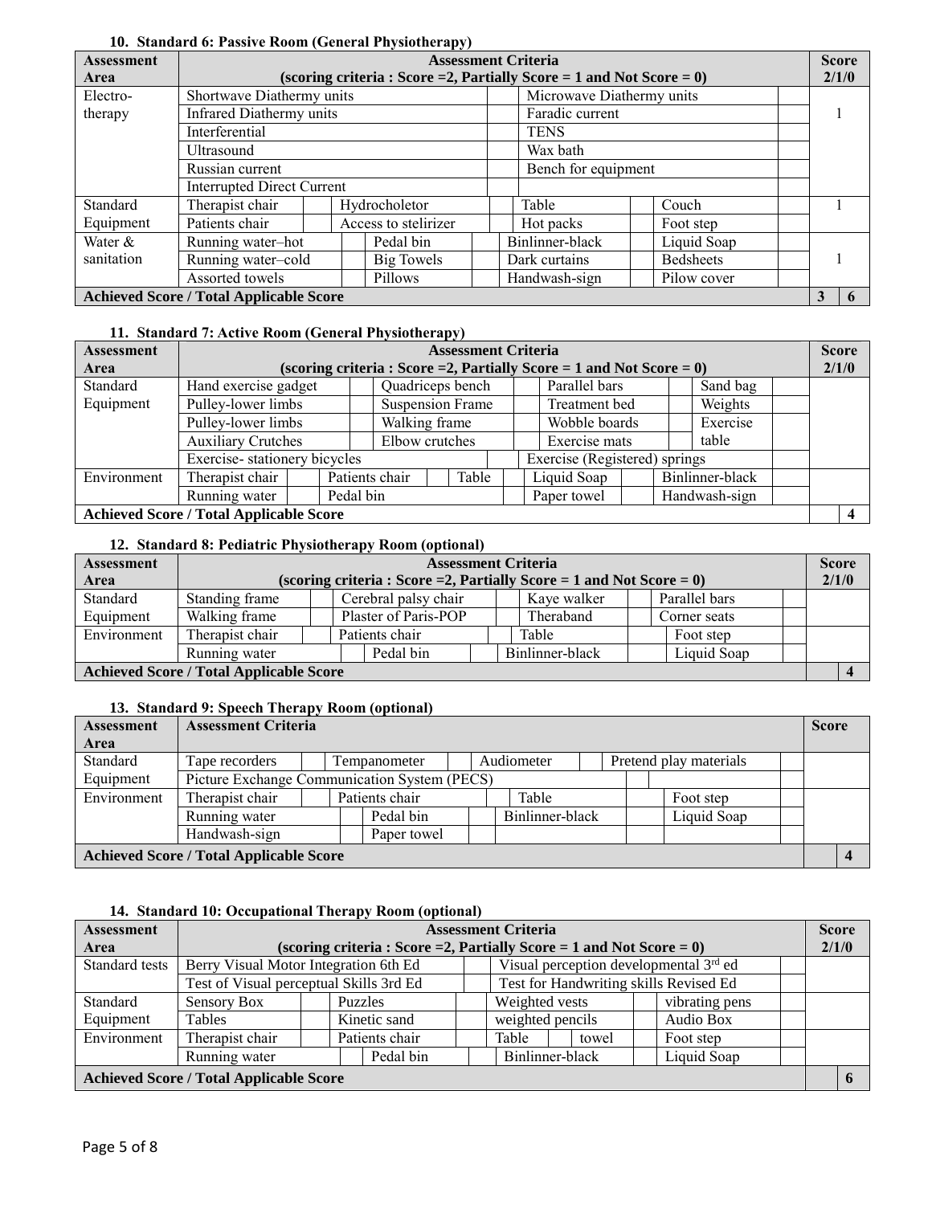### 10. Standard 6: Passive Room (General Physiotherapy)

| Assessment Area | Assessment Criteria (scoring criteria : Score =2, Partially Score = 1 and Not Score = 0) | | | | | | | | Score 2/1/0 |
|---|---|---|---|---|---|---|---|---|---|
| Electro-therapy | Shortwave Diathermy units | | Microwave Diathermy units | | | | | | 1 |
| | Infrared Diathermy units | | Faradic current | | | | | | |
| | Interferential | | TENS | | | | | | |
| | Ultrasound | | Wax bath | | | | | | |
| | Russian current | | Bench for equipment | | | | | | |
| | Interrupted Direct Current | | | | | | | | |
| Standard Equipment | Therapist chair | | Hydrocholetor | | Table | | Couch | | 1 |
| | Patients chair | | Access to stelirizer | | Hot packs | | Foot step | | |
| Water & sanitation | Running water–hot | | Pedal bin | | Binlinner-black | | Liquid Soap | | 1 |
| | Running water–cold | | Big Towels | | Dark curtains | | Bedsheets | | |
| | Assorted towels | | Pillows | | Handwash-sign | | Pilow cover | | |
| **Achieved Score / Total Applicable Score** | | | | | | | | | **3** / **6** |

### 11. Standard 7: Active Room (General Physiotherapy)

| Assessment Area | Assessment Criteria (scoring criteria : Score =2, Partially Score = 1 and Not Score = 0) | | | | | | | | Score 2/1/0 |
|---|---|---|---|---|---|---|---|---|---|
| Standard Equipment | Hand exercise gadget | | Quadriceps bench | | Parallel bars | | Sand bag | | |
| | Pulley-lower limbs | | Suspension Frame | | Treatment bed | | Weights | | |
| | Pulley-lower limbs | | Walking frame | | Wobble boards | | Exercise table | | |
| | Auxiliary Crutches | | Elbow crutches | | Exercise mats | | | | |
| | Exercise- stationery bicycles | | | | Exercise (Registered) springs | | | | |
| Environment | Therapist chair | | Patients chair | | Table | | Liquid Soap | | Binlinner-black |
| | Running water | | Pedal bin | | | | Paper towel | | Handwash-sign |
| **Achieved Score / Total Applicable Score** | | | | | | | | | **4** |

### 12. Standard 8: Pediatric Physiotherapy Room (optional)

| Assessment Area | Assessment Criteria (scoring criteria : Score =2, Partially Score = 1 and Not Score = 0) | | | | | | | | Score 2/1/0 |
|---|---|---|---|---|---|---|---|---|---|
| Standard Equipment | Standing frame | | Cerebral palsy chair | | Kaye walker | | Parallel bars | | |
| | Walking frame | | Plaster of Paris-POP | | Theraband | | Corner seats | | |
| Environment | Therapist chair | | Patients chair | | Table | | Foot step | | |
| | Running water | | Pedal bin | | Binlinner-black | | Liquid Soap | | |
| **Achieved Score / Total Applicable Score** | | | | | | | | | **4** |

### 13. Standard 9: Speech Therapy Room (optional)

| Assessment Area | Assessment Criteria | | | | | | | | Score |
|---|---|---|---|---|---|---|---|---|---|
| Standard Equipment | Tape recorders | | Tempanometer | | Audiometer | | Pretend play materials | | |
| | Picture Exchange Communication System (PECS) | | | | | | | | |
| Environment | Therapist chair | | Patients chair | | Table | | Foot step | | |
| | Running water | | Pedal bin | | Binlinner-black | | Liquid Soap | | |
| | Handwash-sign | | Paper towel | | | | | | |
| **Achieved Score / Total Applicable Score** | | | | | | | | | **4** |

### 14. Standard 10: Occupational Therapy Room (optional)

| Assessment Area | Assessment Criteria (scoring criteria : Score =2, Partially Score = 1 and Not Score = 0) | | | | | | | | Score 2/1/0 |
|---|---|---|---|---|---|---|---|---|---|
| Standard tests | Berry Visual Motor Integration 6th Ed | | Visual perception developmental 3rd ed | | | | | | |
| | Test of Visual perceptual Skills 3rd Ed | | Test for Handwriting skills Revised Ed | | | | | | |
| Standard Equipment | Sensory Box | | Puzzles | | Weighted vests | | vibrating pens | | |
| | Tables | | Kinetic sand | | weighted pencils | | Audio Box | | |
| Environment | Therapist chair | | Patients chair | | Table | towel | Foot step | | |
| | Running water | | Pedal bin | | Binlinner-black | | Liquid Soap | | |
| **Achieved Score / Total Applicable Score** | | | | | | | | | **6** |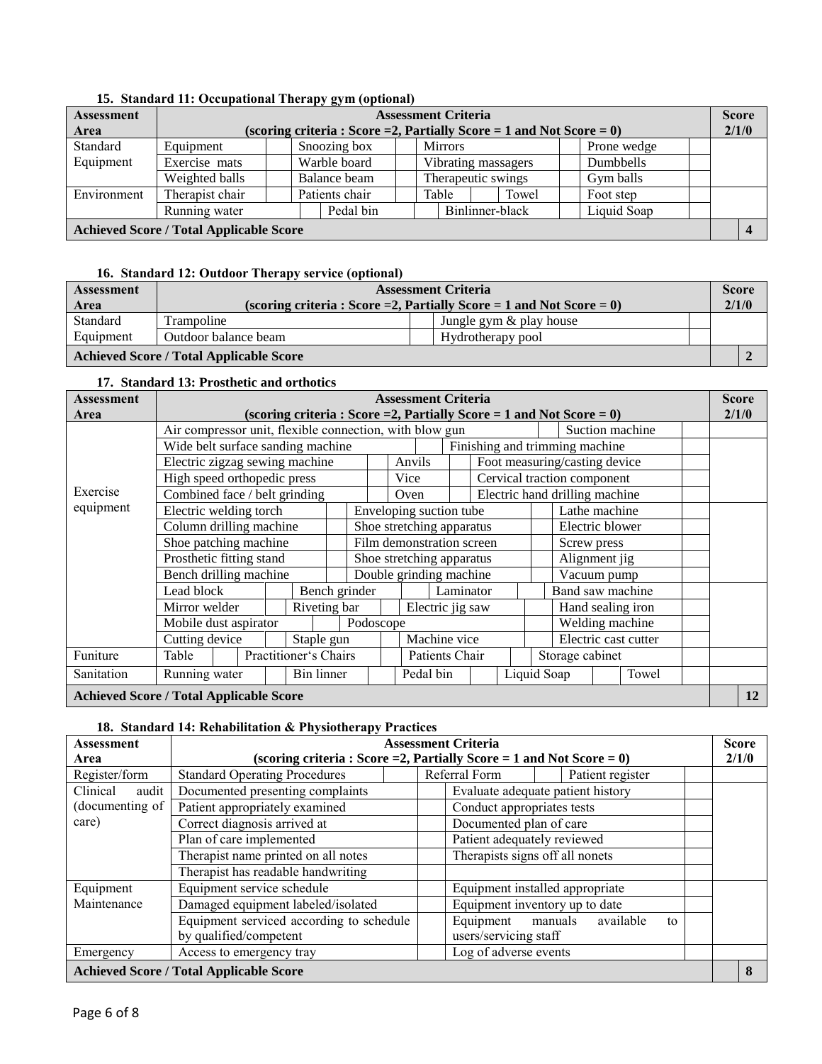**15. Standard 11: Occupational Therapy gym (optional)**

| Assessment Area | Assessment Criteria (scoring criteria : Score =2, Partially Score = 1 and Not Score = 0) | | | | | | | | Score 2/1/0 |
|---|---|---|---|---|---|---|---|---|---|
| Standard Equipment | Equipment | | Snoozing box | | Mirrors | | Prone wedge | | |
| | Exercise mats | | Warble board | | Vibrating massagers | | Dumbbells | | |
| | Weighted balls | | Balance beam | | Therapeutic swings | | Gym balls | | |
| Environment | Therapist chair | | Patients chair | | Table / Towel | | Foot step | | |
| | Running water | | Pedal bin | | Binlinner-black | | Liquid Soap | | |
| **Achieved Score / Total Applicable Score** | | | | | | | | | **4** |

**16. Standard 12: Outdoor Therapy service (optional)**

| Assessment Area | Assessment Criteria (scoring criteria : Score =2, Partially Score = 1 and Not Score = 0) | | | | Score 2/1/0 |
|---|---|---|---|---|---|
| Standard Equipment | Trampoline | | Jungle gym & play house | | |
| | Outdoor balance beam | | Hydrotherapy pool | | |
| **Achieved Score / Total Applicable Score** | | | | | **2** |

**17. Standard 13: Prosthetic and orthotics**

| Assessment Area | Assessment Criteria (scoring criteria : Score =2, Partially Score = 1 and Not Score = 0) | | | | | | | | Score 2/1/0 |
|---|---|---|---|---|---|---|---|---|---|
| Exercise equipment | Air compressor unit, flexible connection, with blow gun | | | | | | Suction machine | | |
| | Wide belt surface sanding machine | | | | Finishing and trimming machine | | | | |
| | Electric zigzag sewing machine | | Anvils | | Foot measuring/casting device | | | | |
| | High speed orthopedic press | | Vice | | Cervical traction component | | | | |
| | Combined face / belt grinding | | Oven | | Electric hand drilling machine | | | | |
| | Electric welding torch | | Enveloping suction tube | | | | Lathe machine | | |
| | Column drilling machine | | Shoe stretching apparatus | | | | Electric blower | | |
| | Shoe patching machine | | Film demonstration screen | | | | Screw press | | |
| | Prosthetic fitting stand | | Shoe stretching apparatus | | | | Alignment jig | | |
| | Bench drilling machine | | Double grinding machine | | | | Vacuum pump | | |
| | Lead block | | Bench grinder | | Laminator | | Band saw machine | | |
| | Mirror welder | | Riveting bar | | Electric jig saw | | Hand sealing iron | | |
| | Mobile dust aspirator | | Podoscope | | | | Welding machine | | |
| | Cutting device | | Staple gun | | Machine vice | | Electric cast cutter | | |
| Funiture | Table | | Practitioner's Chairs | | Patients Chair | | Storage cabinet | | |
| Sanitation | Running water | | Bin linner | | Pedal bin | | Liquid Soap | Towel | |
| **Achieved Score / Total Applicable Score** | | | | | | | | | **12** |

**18. Standard 14: Rehabilitation & Physiotherapy Practices**

| Assessment Area | Assessment Criteria (scoring criteria : Score =2, Partially Score = 1 and Not Score = 0) | | | | | | Score 2/1/0 |
|---|---|---|---|---|---|---|---|
| Register/form | Standard Operating Procedures | | Referral Form | | Patient register | | |
| Clinical audit (documenting of care) | Documented presenting complaints | | Evaluate adequate patient history | | | | |
| | Patient appropriately examined | | Conduct appropriates tests | | | | |
| | Correct diagnosis arrived at | | Documented plan of care | | | | |
| | Plan of care implemented | | Patient adequately reviewed | | | | |
| | Therapist name printed on all notes | | Therapists signs off all nonets | | | | |
| | Therapist has readable handwriting | | | | | | |
| Equipment Maintenance | Equipment service schedule | | Equipment installed appropriate | | | | |
| | Damaged equipment labeled/isolated | | Equipment inventory up to date | | | | |
| | Equipment serviced according to schedule by qualified/competent | | Equipment manuals available to users/servicing staff | | | | |
| Emergency | Access to emergency tray | | Log of adverse events | | | | |
| **Achieved Score / Total Applicable Score** | | | | | | | **8** |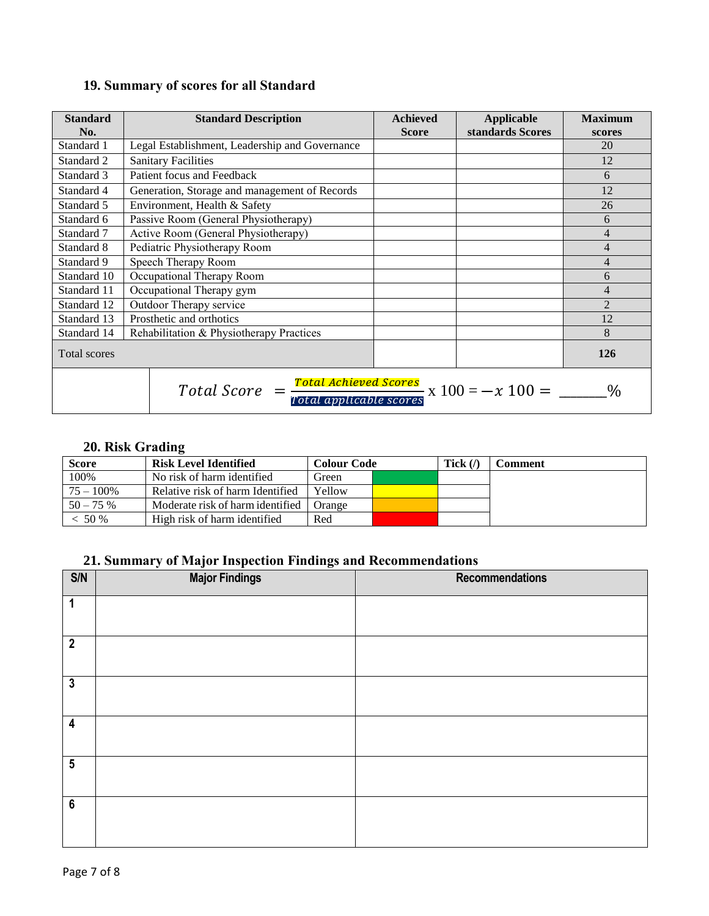## 19. Summary of scores for all Standard

| Standard No. | Standard Description | Achieved Score | Applicable standards Scores | Maximum scores |
|---|---|---|---|---|
| Standard 1 | Legal Establishment, Leadership and Governance | | | 20 |
| Standard 2 | Sanitary Facilities | | | 12 |
| Standard 3 | Patient focus and Feedback | | | 6 |
| Standard 4 | Generation, Storage and management of Records | | | 12 |
| Standard 5 | Environment, Health & Safety | | | 26 |
| Standard 6 | Passive Room (General Physiotherapy) | | | 6 |
| Standard 7 | Active Room (General Physiotherapy) | | | 4 |
| Standard 8 | Pediatric Physiotherapy Room | | | 4 |
| Standard 9 | Speech Therapy Room | | | 4 |
| Standard 10 | Occupational Therapy Room | | | 6 |
| Standard 11 | Occupational Therapy gym | | | 4 |
| Standard 12 | Outdoor Therapy service | | | 2 |
| Standard 13 | Prosthetic and orthotics | | | 12 |
| Standard 14 | Rehabilitation & Physiotherapy Practices | | | 8 |
| Total scores | | | | **126** |

$$Total\ Score\ = \frac{Total\ Achieved\ Scores}{Total\ applicable\ scores} \text{ x } 100 = -x\ 100 = \_\_\_\_\_\%$$

## 20. Risk Grading

| Score | Risk Level Identified | Colour Code | | Tick (/) | Comment |
|---|---|---|---|---|---|
| 100% | No risk of harm identified | Green | | | |
| 75 – 100% | Relative risk of harm Identified | Yellow | | | |
| 50 – 75 % | Moderate risk of harm identified | Orange | | | |
| < 50 % | High risk of harm identified | Red | | | |

## 21. Summary of Major Inspection Findings and Recommendations

| S/N | Major Findings | Recommendations |
|---|---|---|
| 1 | | |
| 2 | | |
| 3 | | |
| 4 | | |
| 5 | | |
| 6 | | |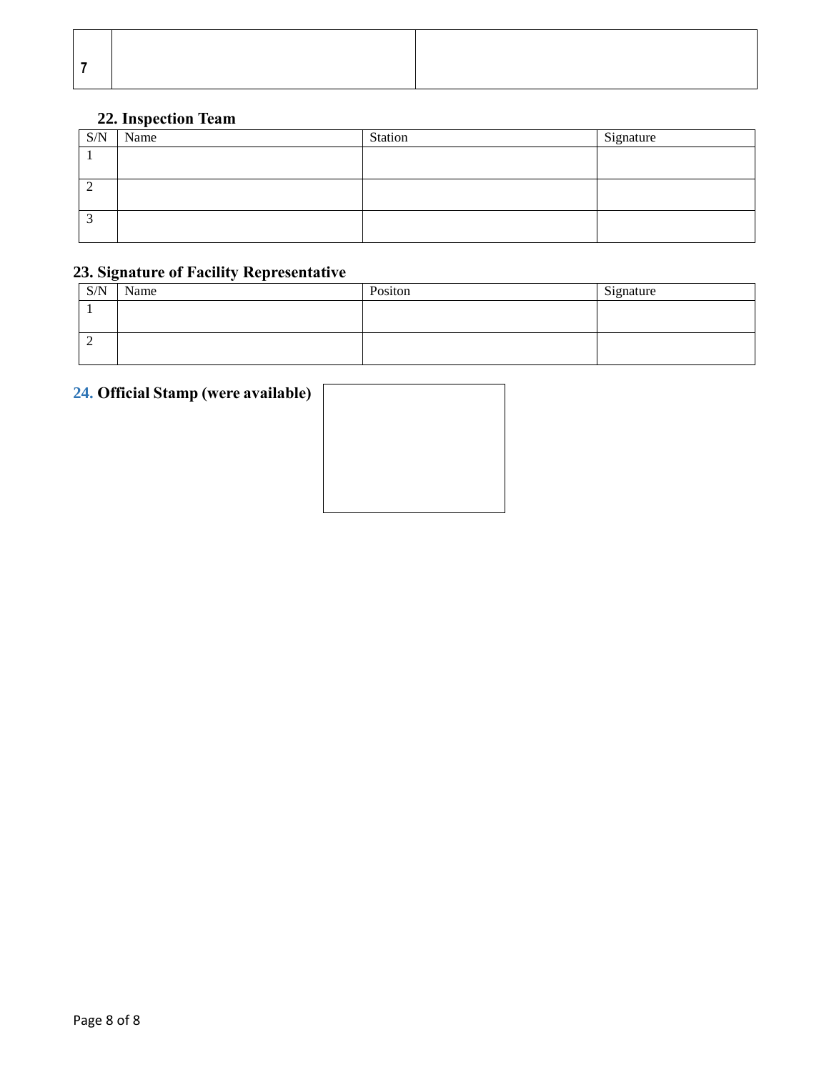| | | |
|---|---|---|
| 7 | | |

### 22. Inspection Team

| S/N | Name | Station | Signature |
|---|---|---|---|
| 1 | | | |
| 2 | | | |
| 3 | | | |

### 23. Signature of Facility Representative

| S/N | Name | Positon | Signature |
|---|---|---|---|
| 1 | | | |
| 2 | | | |

### 24. Official Stamp (were available)